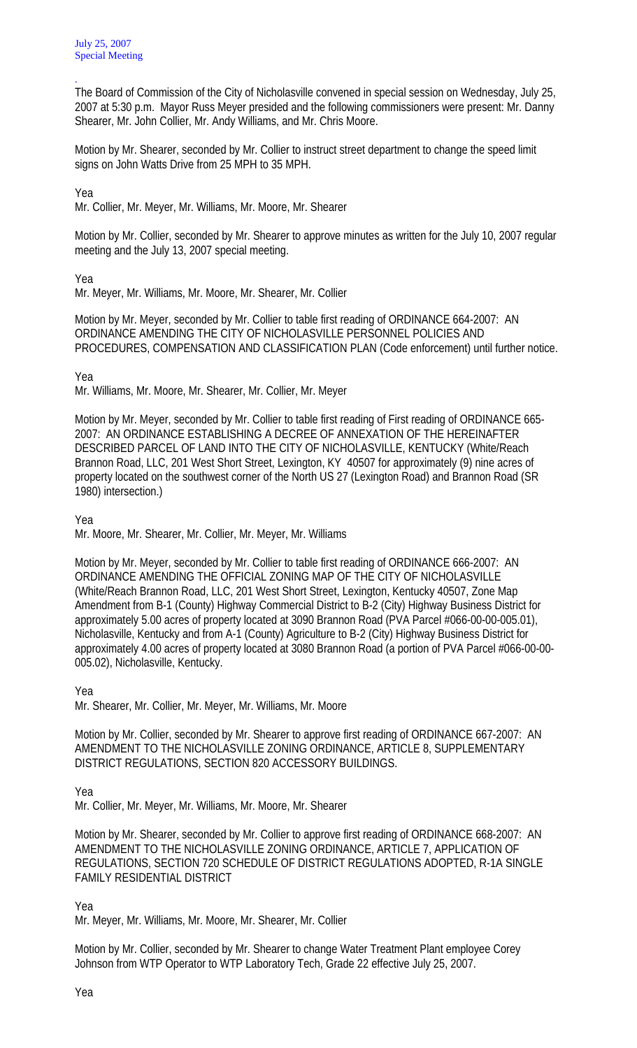July 25, 2007
Special Meeting

.
The Board of Commission of the City of Nicholasville convened in special session on Wednesday, July 25, 2007 at 5:30 p.m. Mayor Russ Meyer presided and the following commissioners were present: Mr. Danny Shearer, Mr. John Collier, Mr. Andy Williams, and Mr. Chris Moore.

Motion by Mr. Shearer, seconded by Mr. Collier to instruct street department to change the speed limit signs on John Watts Drive from 25 MPH to 35 MPH.

Yea
Mr. Collier, Mr. Meyer, Mr. Williams, Mr. Moore, Mr. Shearer

Motion by Mr. Collier, seconded by Mr. Shearer to approve minutes as written for the July 10, 2007 regular meeting and the July 13, 2007 special meeting.

Yea
Mr. Meyer, Mr. Williams, Mr. Moore, Mr. Shearer, Mr. Collier

Motion by Mr. Meyer, seconded by Mr. Collier to table first reading of ORDINANCE 664-2007: AN ORDINANCE AMENDING THE CITY OF NICHOLASVILLE PERSONNEL POLICIES AND PROCEDURES, COMPENSATION AND CLASSIFICATION PLAN (Code enforcement) until further notice.

Yea
Mr. Williams, Mr. Moore, Mr. Shearer, Mr. Collier, Mr. Meyer

Motion by Mr. Meyer, seconded by Mr. Collier to table first reading of First reading of ORDINANCE 665-2007: AN ORDINANCE ESTABLISHING A DECREE OF ANNEXATION OF THE HEREINAFTER DESCRIBED PARCEL OF LAND INTO THE CITY OF NICHOLASVILLE, KENTUCKY (White/Reach Brannon Road, LLC, 201 West Short Street, Lexington, KY 40507 for approximately (9) nine acres of property located on the southwest corner of the North US 27 (Lexington Road) and Brannon Road (SR 1980) intersection.)

Yea
Mr. Moore, Mr. Shearer, Mr. Collier, Mr. Meyer, Mr. Williams

Motion by Mr. Meyer, seconded by Mr. Collier to table first reading of ORDINANCE 666-2007: AN ORDINANCE AMENDING THE OFFICIAL ZONING MAP OF THE CITY OF NICHOLASVILLE (White/Reach Brannon Road, LLC, 201 West Short Street, Lexington, Kentucky 40507, Zone Map Amendment from B-1 (County) Highway Commercial District to B-2 (City) Highway Business District for approximately 5.00 acres of property located at 3090 Brannon Road (PVA Parcel #066-00-00-005.01), Nicholasville, Kentucky and from A-1 (County) Agriculture to B-2 (City) Highway Business District for approximately 4.00 acres of property located at 3080 Brannon Road (a portion of PVA Parcel #066-00-00-005.02), Nicholasville, Kentucky.

Yea
Mr. Shearer, Mr. Collier, Mr. Meyer, Mr. Williams, Mr. Moore

Motion by Mr. Collier, seconded by Mr. Shearer to approve first reading of ORDINANCE 667-2007: AN AMENDMENT TO THE NICHOLASVILLE ZONING ORDINANCE, ARTICLE 8, SUPPLEMENTARY DISTRICT REGULATIONS, SECTION 820 ACCESSORY BUILDINGS.

Yea
Mr. Collier, Mr. Meyer, Mr. Williams, Mr. Moore, Mr. Shearer

Motion by Mr. Shearer, seconded by Mr. Collier to approve first reading of ORDINANCE 668-2007: AN AMENDMENT TO THE NICHOLASVILLE ZONING ORDINANCE, ARTICLE 7, APPLICATION OF REGULATIONS, SECTION 720 SCHEDULE OF DISTRICT REGULATIONS ADOPTED, R-1A SINGLE FAMILY RESIDENTIAL DISTRICT

Yea
Mr. Meyer, Mr. Williams, Mr. Moore, Mr. Shearer, Mr. Collier

Motion by Mr. Collier, seconded by Mr. Shearer to change Water Treatment Plant employee Corey Johnson from WTP Operator to WTP Laboratory Tech, Grade 22 effective July 25, 2007.

Yea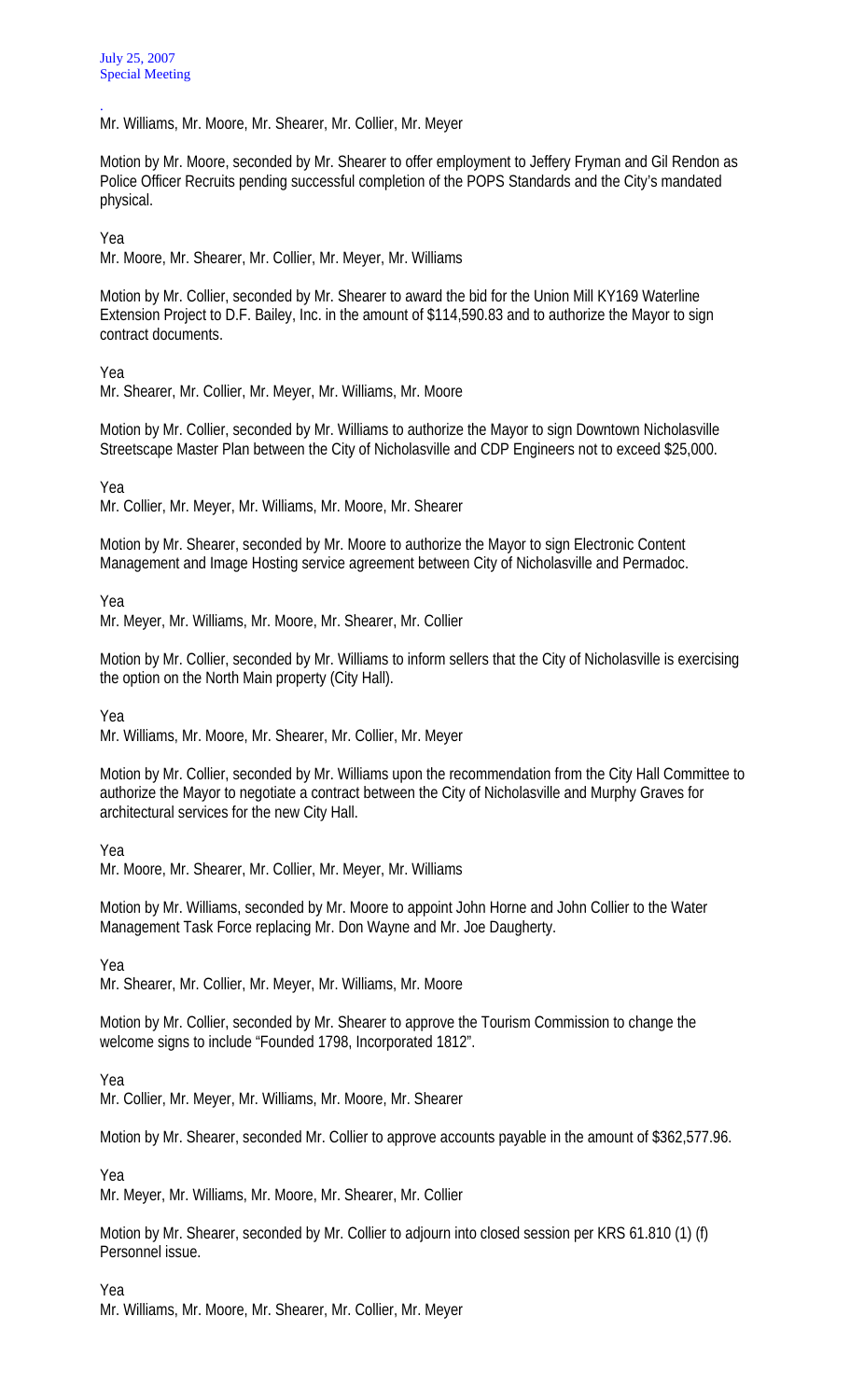Mr. Williams, Mr. Moore, Mr. Shearer, Mr. Collier, Mr. Meyer

Motion by Mr. Moore, seconded by Mr. Shearer to offer employment to Jeffery Fryman and Gil Rendon as Police Officer Recruits pending successful completion of the POPS Standards and the City's mandated physical.

Yea
Mr. Moore, Mr. Shearer, Mr. Collier, Mr. Meyer, Mr. Williams

Motion by Mr. Collier, seconded by Mr. Shearer to award the bid for the Union Mill KY169 Waterline Extension Project to D.F. Bailey, Inc. in the amount of $114,590.83 and to authorize the Mayor to sign contract documents.

Yea
Mr. Shearer, Mr. Collier, Mr. Meyer, Mr. Williams, Mr. Moore

Motion by Mr. Collier, seconded by Mr. Williams to authorize the Mayor to sign Downtown Nicholasville Streetscape Master Plan between the City of Nicholasville and CDP Engineers not to exceed $25,000.

Yea
Mr. Collier, Mr. Meyer, Mr. Williams, Mr. Moore, Mr. Shearer

Motion by Mr. Shearer, seconded by Mr. Moore to authorize the Mayor to sign Electronic Content Management and Image Hosting service agreement between City of Nicholasville and Permadoc.

Yea
Mr. Meyer, Mr. Williams, Mr. Moore, Mr. Shearer, Mr. Collier

Motion by Mr. Collier, seconded by Mr. Williams to inform sellers that the City of Nicholasville is exercising the option on the North Main property (City Hall).

Yea
Mr. Williams, Mr. Moore, Mr. Shearer, Mr. Collier, Mr. Meyer

Motion by Mr. Collier, seconded by Mr. Williams upon the recommendation from the City Hall Committee to authorize the Mayor to negotiate a contract between the City of Nicholasville and Murphy Graves for architectural services for the new City Hall.

Yea
Mr. Moore, Mr. Shearer, Mr. Collier, Mr. Meyer, Mr. Williams

Motion by Mr. Williams, seconded by Mr. Moore to appoint John Horne and John Collier to the Water Management Task Force replacing Mr. Don Wayne and Mr. Joe Daugherty.

Yea
Mr. Shearer, Mr. Collier, Mr. Meyer, Mr. Williams, Mr. Moore

Motion by Mr. Collier, seconded by Mr. Shearer to approve the Tourism Commission to change the welcome signs to include "Founded 1798, Incorporated 1812".

Yea
Mr. Collier, Mr. Meyer, Mr. Williams, Mr. Moore, Mr. Shearer

Motion by Mr. Shearer, seconded Mr. Collier to approve accounts payable in the amount of $362,577.96.

Yea
Mr. Meyer, Mr. Williams, Mr. Moore, Mr. Shearer, Mr. Collier

Motion by Mr. Shearer, seconded by Mr. Collier to adjourn into closed session per KRS 61.810 (1) (f) Personnel issue.

Yea
Mr. Williams, Mr. Moore, Mr. Shearer, Mr. Collier, Mr. Meyer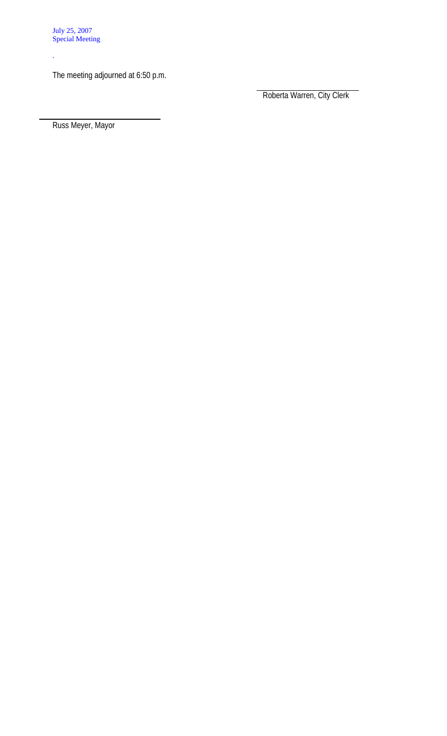The meeting adjourned at 6:50 p.m.

Roberta Warren, City Clerk

Russ Meyer, Mayor